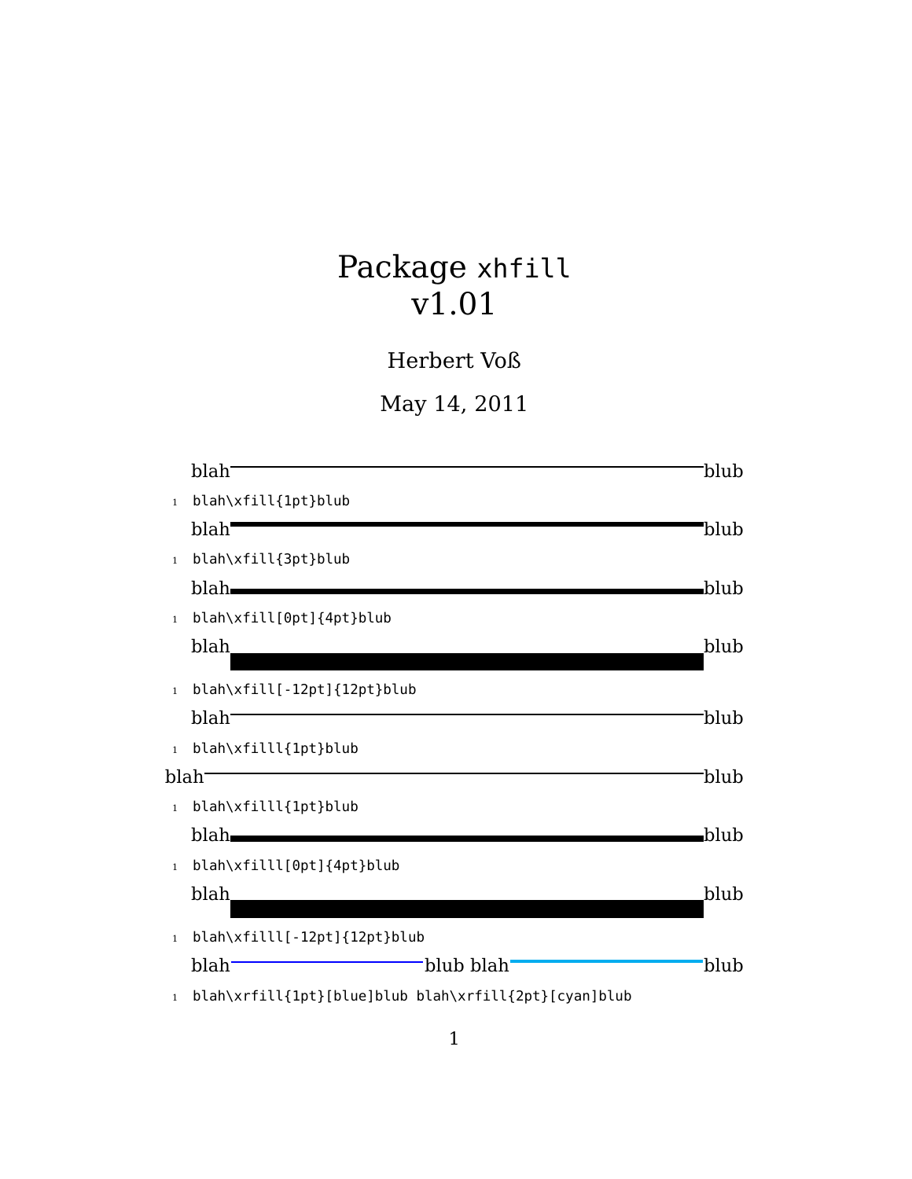# Package xhfill v1.01

Herbert Voß

May 14, 2011

blah——————————blub

```
1 blah\xfill{1pt}blub
```

blah——————————blub

```
1 blah\xfill{3pt}blub
```

blah——————————blub

```
1 blah\xfill[0pt]{4pt}blub
```

blah——————————blub

```
1 blah\xfill[-12pt]{12pt}blub
```

blah——————————blub

```
1 blah\xfilll{1pt}blub
```

blah——————————blub

```
1 blah\xfilll{1pt}blub
```

blah——————————blub

```
1 blah\xfilll[0pt]{4pt}blub
```

blah——————————blub

```
1 blah\xfilll[-12pt]{12pt}blub
```

blah—————blub blah—————blub

```
1 blah\xrfill{1pt}[blue]blub blah\xrfill{2pt}[cyan]blub
```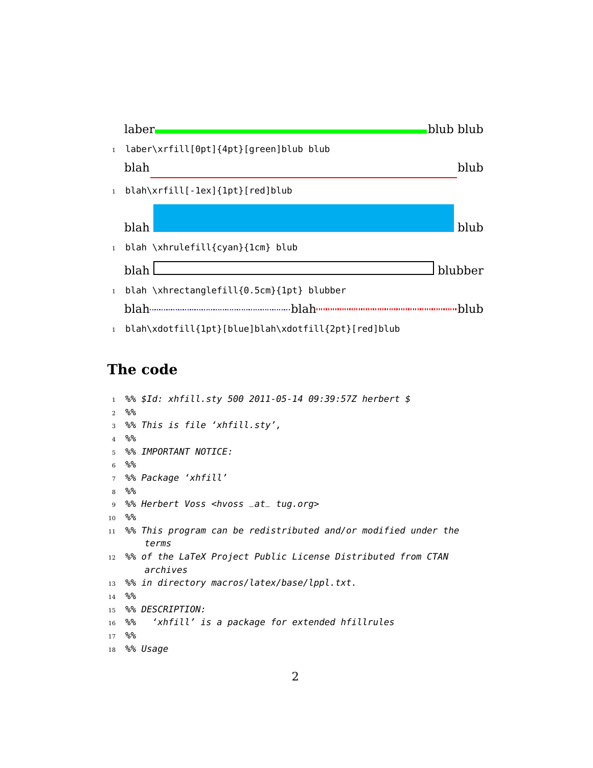laber blub blub

```
laber\xrfill[0pt]{4pt}[green]blub blub
```

blah blub

```
blah\xrfill[-1ex]{1pt}[red]blub
```

blah blub

```
blah \xhrulefill{cyan}{1cm} blub
```

blah blubber

```
blah \xhrectanglefill{0.5cm}{1pt} blubber
```

blah blah blub

```
blah\xdotfill{1pt}[blue]blah\xdotfill{2pt}[red]blub
```

## The code

```
%% $Id: xhfill.sty 500 2011-05-14 09:39:57Z herbert $
%%
%% This is file ‘xhfill.sty’,
%%
%% IMPORTANT NOTICE:
%%
%% Package ‘xhfill’
%%
%% Herbert Voss <hvoss _at_ tug.org>
%%
%% This program can be redistributed and/or modified under the
   terms
%% of the LaTeX Project Public License Distributed from CTAN
   archives
%% in directory macros/latex/base/lppl.txt.
%%
%% DESCRIPTION:
%%   ‘xhfill’ is a package for extended hfillrules
%%
%% Usage
```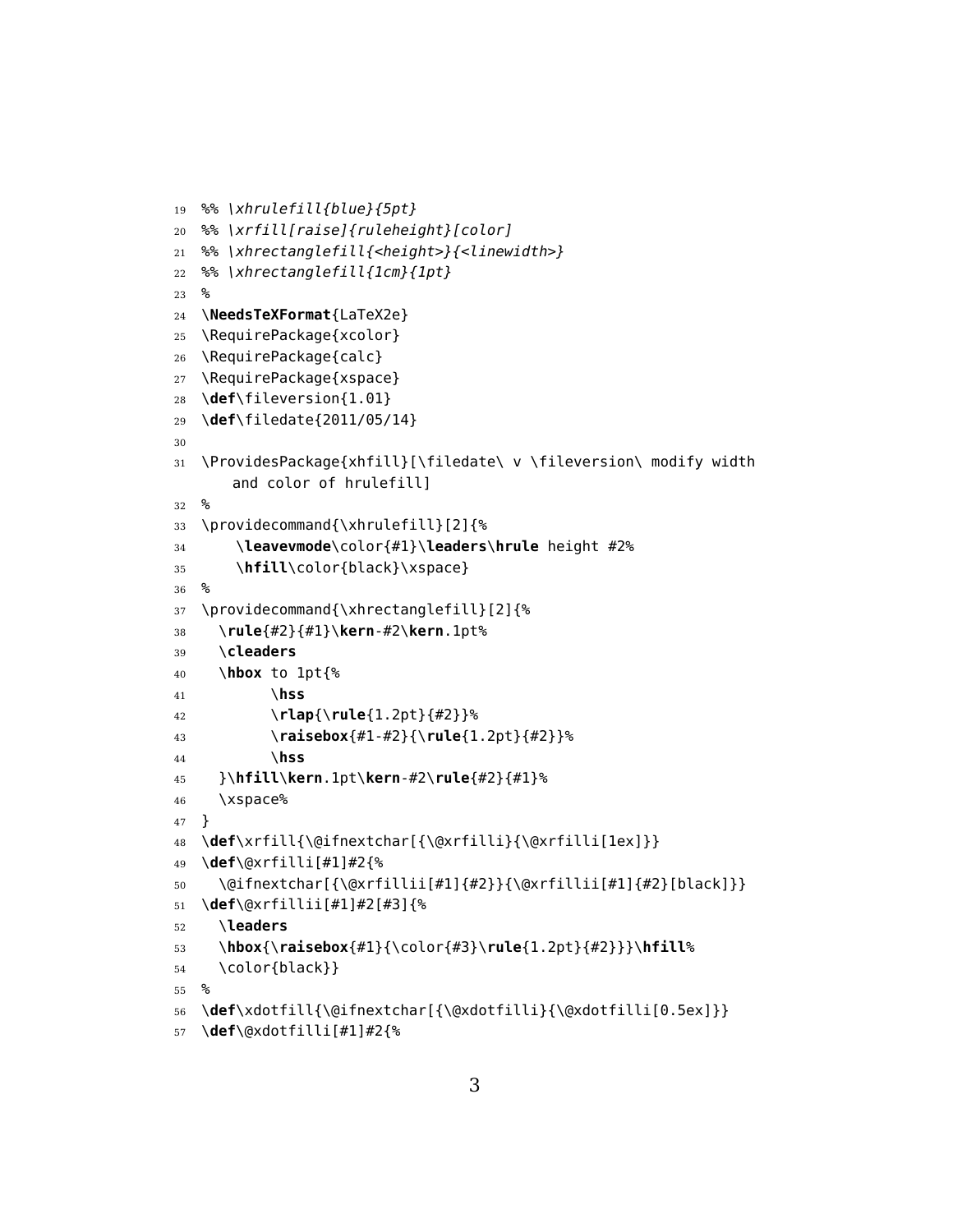```
19 %% \xhrulefill{blue}{5pt}
20 %% \xrfill[raise]{ruleheight}[color]
21 %% \xhrectanglefill{<height>}{<linewidth>}
22 %% \xhrectanglefill{1cm}{1pt}
23 %
24 \NeedsTeXFormat{LaTeX2e}
25 \RequirePackage{xcolor}
26 \RequirePackage{calc}
27 \RequirePackage{xspace}
28 \def\fileversion{1.01}
29 \def\filedate{2011/05/14}
30
31 \ProvidesPackage{xhfill}[\filedate\ v \fileversion\ modify width
      and color of hrulefill]
32 %
33 \providecommand{\xhrulefill}[2]{%
34     \leavevmode\color{#1}\leaders\hrule height #2%
35     \hfill\color{black}\xspace}
36 %
37 \providecommand{\xhrectanglefill}[2]{%
38   \rule{#2}{#1}\kern-#2\kern.1pt%
39   \cleaders
40   \hbox to 1pt{%
41         \hss
42         \rlap{\rule{1.2pt}{#2}}%
43         \raisebox{#1-#2}{\rule{1.2pt}{#2}}%
44         \hss
45   }\hfill\kern.1pt\kern-#2\rule{#2}{#1}%
46   \xspace%
47 }
48 \def\xrfill{\@ifnextchar[{\@xrfilli}{\@xrfilli[1ex]}}
49 \def\@xrfilli[#1]#2{%
50   \@ifnextchar[{\@xrfillii[#1]{#2}}{\@xrfillii[#1]{#2}[black]}}
51 \def\@xrfillii[#1]#2[#3]{%
52   \leaders
53   \hbox{\raisebox{#1}{\color{#3}\rule{1.2pt}{#2}}}\hfill%
54   \color{black}}
55 %
56 \def\xdotfill{\@ifnextchar[{\@xdotfilli}{\@xdotfilli[0.5ex]}}
57 \def\@xdotfilli[#1]#2{%
```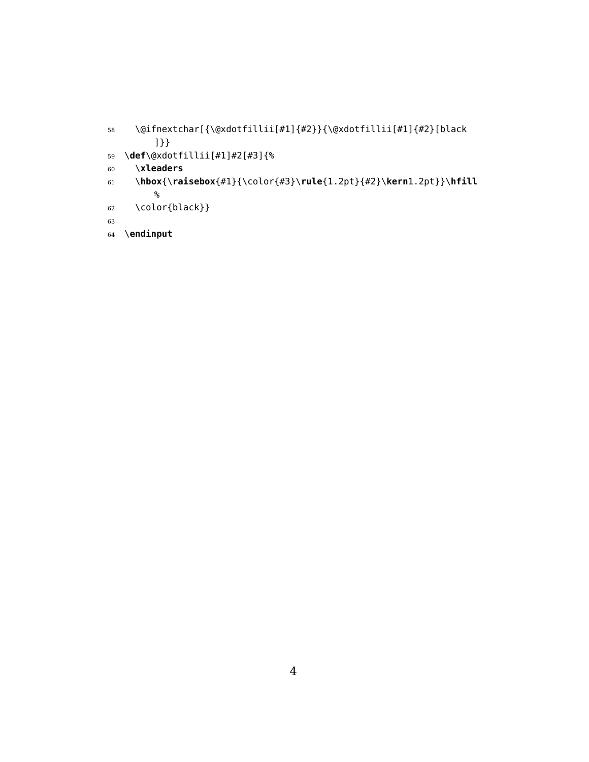```
58   \@ifnextchar[{\@xdotfillii[#1]{#2}}{\@xdotfillii[#1]{#2}[black
        ]}}
59 \def\@xdotfillii[#1]#2[#3]{%
60   \xleaders
61   \hbox{\raisebox{#1}{\color{#3}\rule{1.2pt}{#2}\kern1.2pt}}\hfill
        %
62   \color{black}}
63
64 \endinput
```